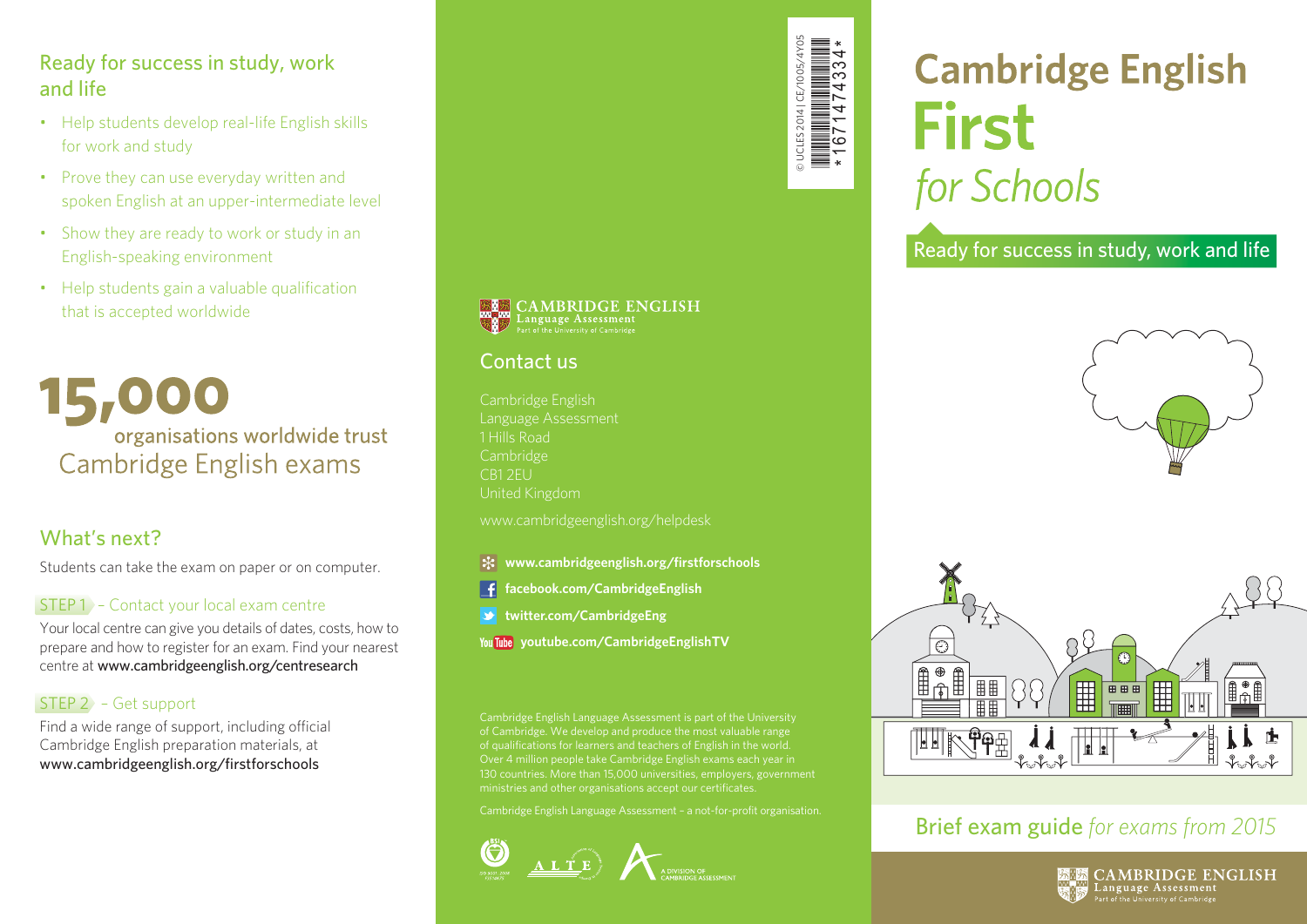# Cambridge English First *for Schools*

Ready for success in study, work and life

## Brief exam guide *for exams from 2015*

CAMBRIDGE ENGLISH
Language Assessment
Part of the University of Cambridge

## Ready for success in study, work and life

- Help students develop real-life English skills for work and study
- Prove they can use everyday written and spoken English at an upper-intermediate level
- Show they are ready to work or study in an English-speaking environment
- Help students gain a valuable qualification that is accepted worldwide

**15,000** organisations worldwide trust Cambridge English exams

## What's next?

Students can take the exam on paper or on computer.

**STEP 1** – Contact your local exam centre

Your local centre can give you details of dates, costs, how to prepare and how to register for an exam. Find your nearest centre at **www.cambridgeenglish.org/centresearch**

**STEP 2** – Get support

Find a wide range of support, including official Cambridge English preparation materials, at **www.cambridgeenglish.org/firstforschools**

CAMBRIDGE ENGLISH
Language Assessment
Part of the University of Cambridge

## Contact us

Cambridge English
Language Assessment
1 Hills Road
Cambridge
CB1 2EU
United Kingdom

www.cambridgeenglish.org/helpdesk

- **www.cambridgeenglish.org/firstforschools**
- **facebook.com/CambridgeEnglish**
- **twitter.com/CambridgeEng**
- **youtube.com/CambridgeEnglishTV**

Cambridge English Language Assessment is part of the University of Cambridge. We develop and produce the most valuable range of qualifications for learners and teachers of English in the world. Over 4 million people take Cambridge English exams each year in 130 countries. More than 15,000 universities, employers, government ministries and other organisations accept our certificates.

Cambridge English Language Assessment – a not-for-profit organisation.

A DIVISION OF CAMBRIDGE ASSESSMENT

© UCLES 2014 | CE/1005/4Y05

*1671474334*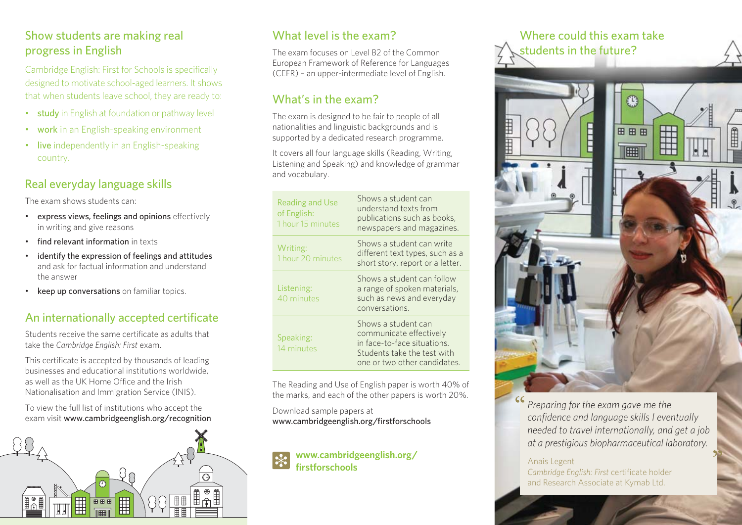## Show students are making real progress in English

Cambridge English: First for Schools is specifically designed to motivate school-aged learners. It shows that when students leave school, they are ready to:

- **study** in English at foundation or pathway level
- **work** in an English-speaking environment
- **live** independently in an English-speaking country.

## Real everyday language skills

The exam shows students can:

- **express views, feelings and opinions** effectively in writing and give reasons
- **find relevant information** in texts
- **identify the expression of feelings and attitudes** and ask for factual information and understand the answer
- **keep up conversations** on familiar topics.

## An internationally accepted certificate

Students receive the same certificate as adults that take the *Cambridge English: First* exam.

This certificate is accepted by thousands of leading businesses and educational institutions worldwide, as well as the UK Home Office and the Irish Nationalisation and Immigration Service (INIS).

To view the full list of institutions who accept the exam visit www.cambridgeenglish.org/recognition

## What level is the exam?

The exam focuses on Level B2 of the Common European Framework of Reference for Languages (CEFR) – an upper-intermediate level of English.

## What's in the exam?

The exam is designed to be fair to people of all nationalities and linguistic backgrounds and is supported by a dedicated research programme.

It covers all four language skills (Reading, Writing, Listening and Speaking) and knowledge of grammar and vocabulary.

| | |
|---|---|
| Reading and Use of English: 1 hour 15 minutes | Shows a student can understand texts from publications such as books, newspapers and magazines. |
| Writing: 1 hour 20 minutes | Shows a student can write different text types, such as a short story, report or a letter. |
| Listening: 40 minutes | Shows a student can follow a range of spoken materials, such as news and everyday conversations. |
| Speaking: 14 minutes | Shows a student can communicate effectively in face-to-face situations. Students take the test with one or two other candidates. |

The Reading and Use of English paper is worth 40% of the marks, and each of the other papers is worth 20%.

Download sample papers at www.cambridgeenglish.org/firstforschools

**www.cambridgeenglish.org/firstforschools**

## Where could this exam take students in the future?

*"Preparing for the exam gave me the confidence and language skills I eventually needed to travel internationally, and get a job at a prestigious biopharmaceutical laboratory."*

Anais Legent
*Cambridge English: First* certificate holder and Research Associate at Kymab Ltd.